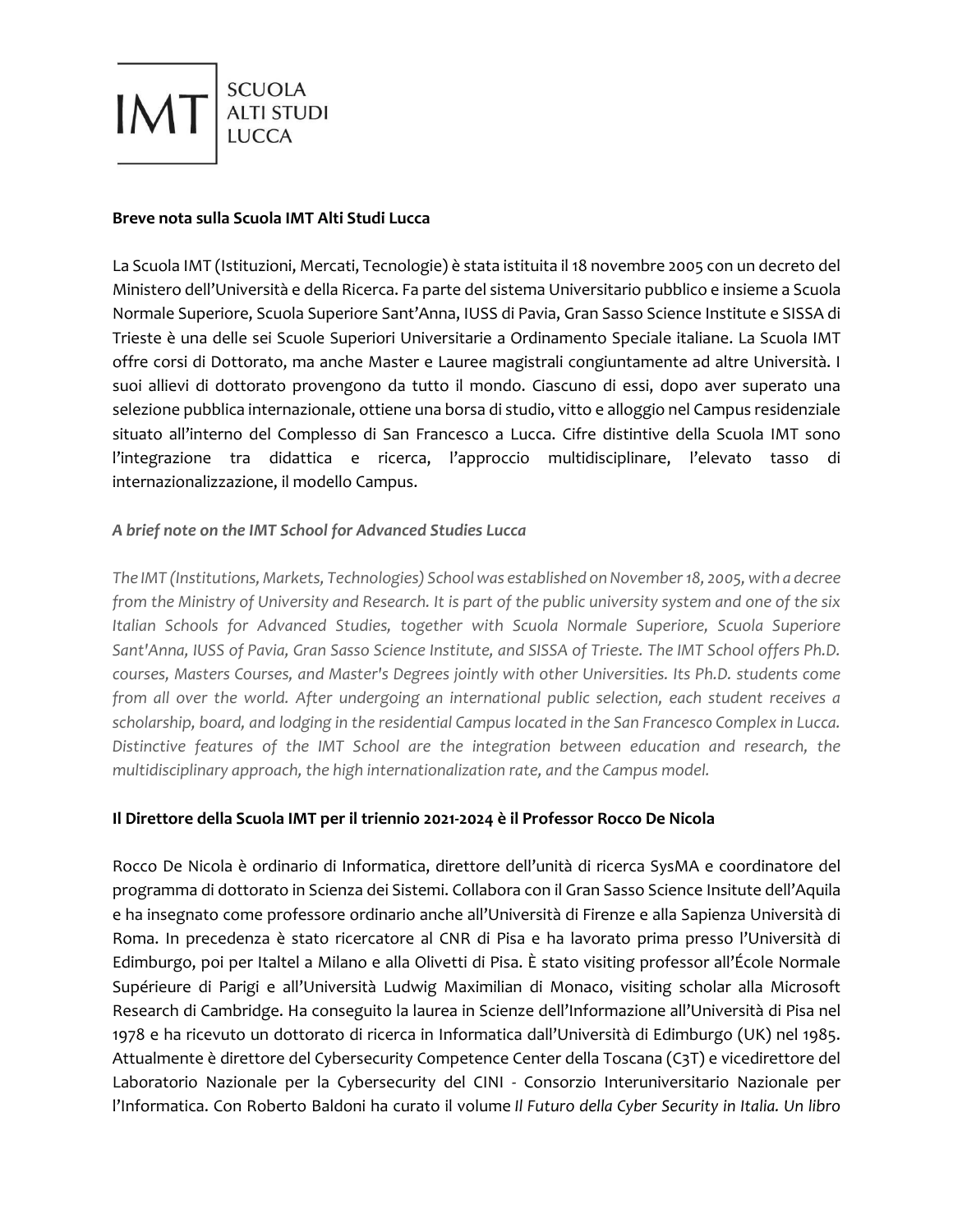IMT | SCUOLA ALTI STUDI LUCCA

**Breve nota sulla Scuola IMT Alti Studi Lucca**

La Scuola IMT (Istituzioni, Mercati, Tecnologie) è stata istituita il 18 novembre 2005 con un decreto del Ministero dell'Università e della Ricerca. Fa parte del sistema Universitario pubblico e insieme a Scuola Normale Superiore, Scuola Superiore Sant'Anna, IUSS di Pavia, Gran Sasso Science Institute e SISSA di Trieste è una delle sei Scuole Superiori Universitarie a Ordinamento Speciale italiane. La Scuola IMT offre corsi di Dottorato, ma anche Master e Lauree magistrali congiuntamente ad altre Università. I suoi allievi di dottorato provengono da tutto il mondo. Ciascuno di essi, dopo aver superato una selezione pubblica internazionale, ottiene una borsa di studio, vitto e alloggio nel Campus residenziale situato all'interno del Complesso di San Francesco a Lucca. Cifre distintive della Scuola IMT sono l'integrazione tra didattica e ricerca, l'approccio multidisciplinare, l'elevato tasso di internazionalizzazione, il modello Campus.

***A brief note on the IMT School for Advanced Studies Lucca***

*The IMT (Institutions, Markets, Technologies) School was established on November 18, 2005, with a decree from the Ministry of University and Research. It is part of the public university system and one of the six Italian Schools for Advanced Studies, together with Scuola Normale Superiore, Scuola Superiore Sant'Anna, IUSS of Pavia, Gran Sasso Science Institute, and SISSA of Trieste. The IMT School offers Ph.D. courses, Masters Courses, and Master's Degrees jointly with other Universities. Its Ph.D. students come from all over the world. After undergoing an international public selection, each student receives a scholarship, board, and lodging in the residential Campus located in the San Francesco Complex in Lucca. Distinctive features of the IMT School are the integration between education and research, the multidisciplinary approach, the high internationalization rate, and the Campus model.*

**Il Direttore della Scuola IMT per il triennio 2021-2024 è il Professor Rocco De Nicola**

Rocco De Nicola è ordinario di Informatica, direttore dell'unità di ricerca SysMA e coordinatore del programma di dottorato in Scienza dei Sistemi. Collabora con il Gran Sasso Science Insitute dell'Aquila e ha insegnato come professore ordinario anche all'Università di Firenze e alla Sapienza Università di Roma. In precedenza è stato ricercatore al CNR di Pisa e ha lavorato prima presso l'Università di Edimburgo, poi per Italtel a Milano e alla Olivetti di Pisa. È stato visiting professor all'École Normale Supérieure di Parigi e all'Università Ludwig Maximilian di Monaco, visiting scholar alla Microsoft Research di Cambridge. Ha conseguito la laurea in Scienze dell'Informazione all'Università di Pisa nel 1978 e ha ricevuto un dottorato di ricerca in Informatica dall'Università di Edimburgo (UK) nel 1985. Attualmente è direttore del Cybersecurity Competence Center della Toscana (C3T) e vicedirettore del Laboratorio Nazionale per la Cybersecurity del CINI - Consorzio Interuniversitario Nazionale per l'Informatica. Con Roberto Baldoni ha curato il volume *Il Futuro della Cyber Security in Italia. Un libro*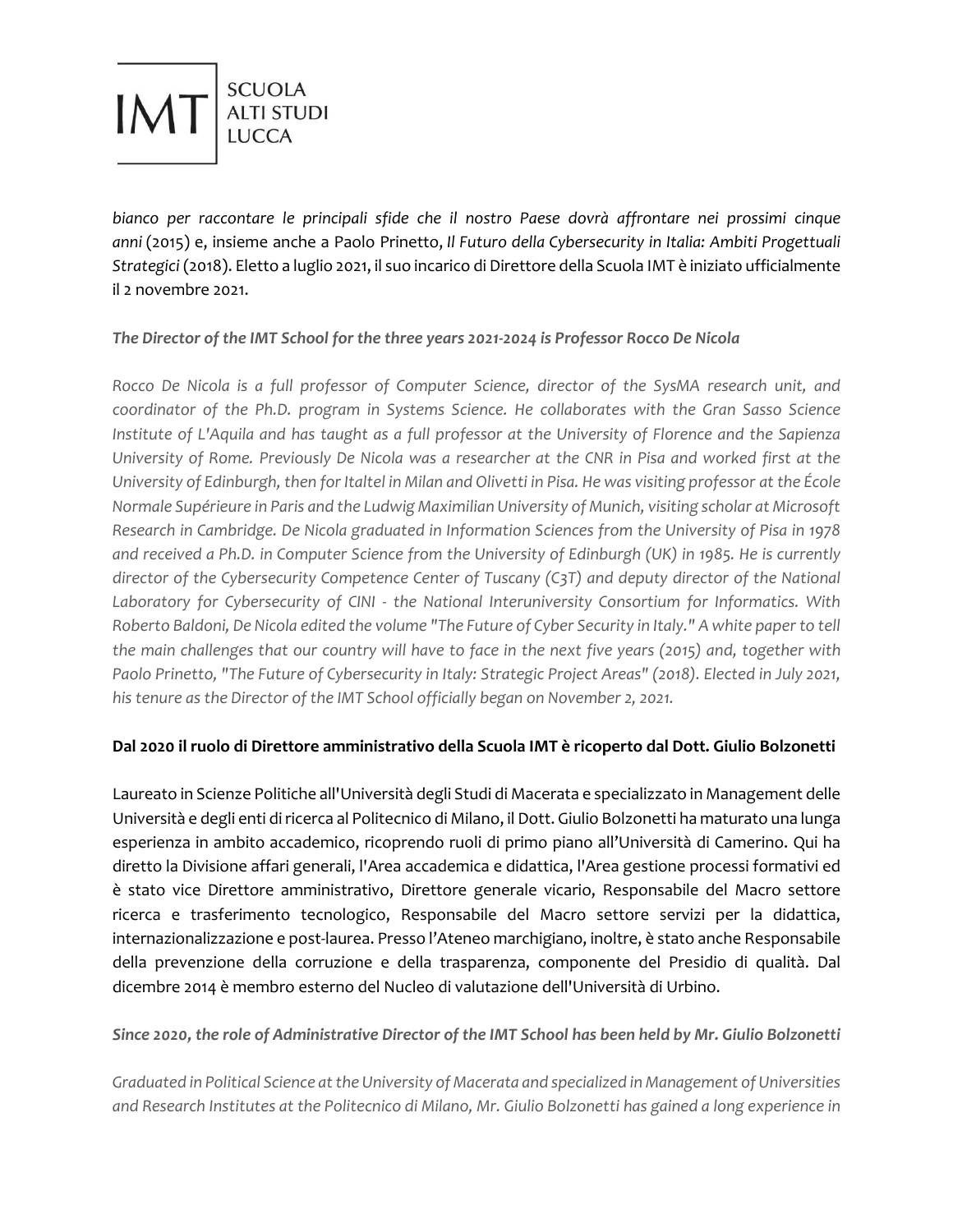*bianco per raccontare le principali sfide che il nostro Paese dovrà affrontare nei prossimi cinque anni* (2015) e, insieme anche a Paolo Prinetto, *Il Futuro della Cybersecurity in Italia: Ambiti Progettuali Strategici* (2018). Eletto a luglio 2021, il suo incarico di Direttore della Scuola IMT è iniziato ufficialmente il 2 novembre 2021.

***The Director of the IMT School for the three years 2021-2024 is Professor Rocco De Nicola***

*Rocco De Nicola is a full professor of Computer Science, director of the SysMA research unit, and coordinator of the Ph.D. program in Systems Science. He collaborates with the Gran Sasso Science Institute of L'Aquila and has taught as a full professor at the University of Florence and the Sapienza University of Rome. Previously De Nicola was a researcher at the CNR in Pisa and worked first at the University of Edinburgh, then for Italtel in Milan and Olivetti in Pisa. He was visiting professor at the École Normale Supérieure in Paris and the Ludwig Maximilian University of Munich, visiting scholar at Microsoft Research in Cambridge. De Nicola graduated in Information Sciences from the University of Pisa in 1978 and received a Ph.D. in Computer Science from the University of Edinburgh (UK) in 1985. He is currently director of the Cybersecurity Competence Center of Tuscany (C3T) and deputy director of the National Laboratory for Cybersecurity of CINI - the National Interuniversity Consortium for Informatics. With Roberto Baldoni, De Nicola edited the volume "The Future of Cyber Security in Italy." A white paper to tell the main challenges that our country will have to face in the next five years (2015) and, together with Paolo Prinetto, "The Future of Cybersecurity in Italy: Strategic Project Areas" (2018). Elected in July 2021, his tenure as the Director of the IMT School officially began on November 2, 2021.*

**Dal 2020 il ruolo di Direttore amministrativo della Scuola IMT è ricoperto dal Dott. Giulio Bolzonetti**

Laureato in Scienze Politiche all'Università degli Studi di Macerata e specializzato in Management delle Università e degli enti di ricerca al Politecnico di Milano, il Dott. Giulio Bolzonetti ha maturato una lunga esperienza in ambito accademico, ricoprendo ruoli di primo piano all'Università di Camerino. Qui ha diretto la Divisione affari generali, l'Area accademica e didattica, l'Area gestione processi formativi ed è stato vice Direttore amministrativo, Direttore generale vicario, Responsabile del Macro settore ricerca e trasferimento tecnologico, Responsabile del Macro settore servizi per la didattica, internazionalizzazione e post-laurea. Presso l'Ateneo marchigiano, inoltre, è stato anche Responsabile della prevenzione della corruzione e della trasparenza, componente del Presidio di qualità. Dal dicembre 2014 è membro esterno del Nucleo di valutazione dell'Università di Urbino.

***Since 2020, the role of Administrative Director of the IMT School has been held by Mr. Giulio Bolzonetti***

*Graduated in Political Science at the University of Macerata and specialized in Management of Universities and Research Institutes at the Politecnico di Milano, Mr. Giulio Bolzonetti has gained a long experience in*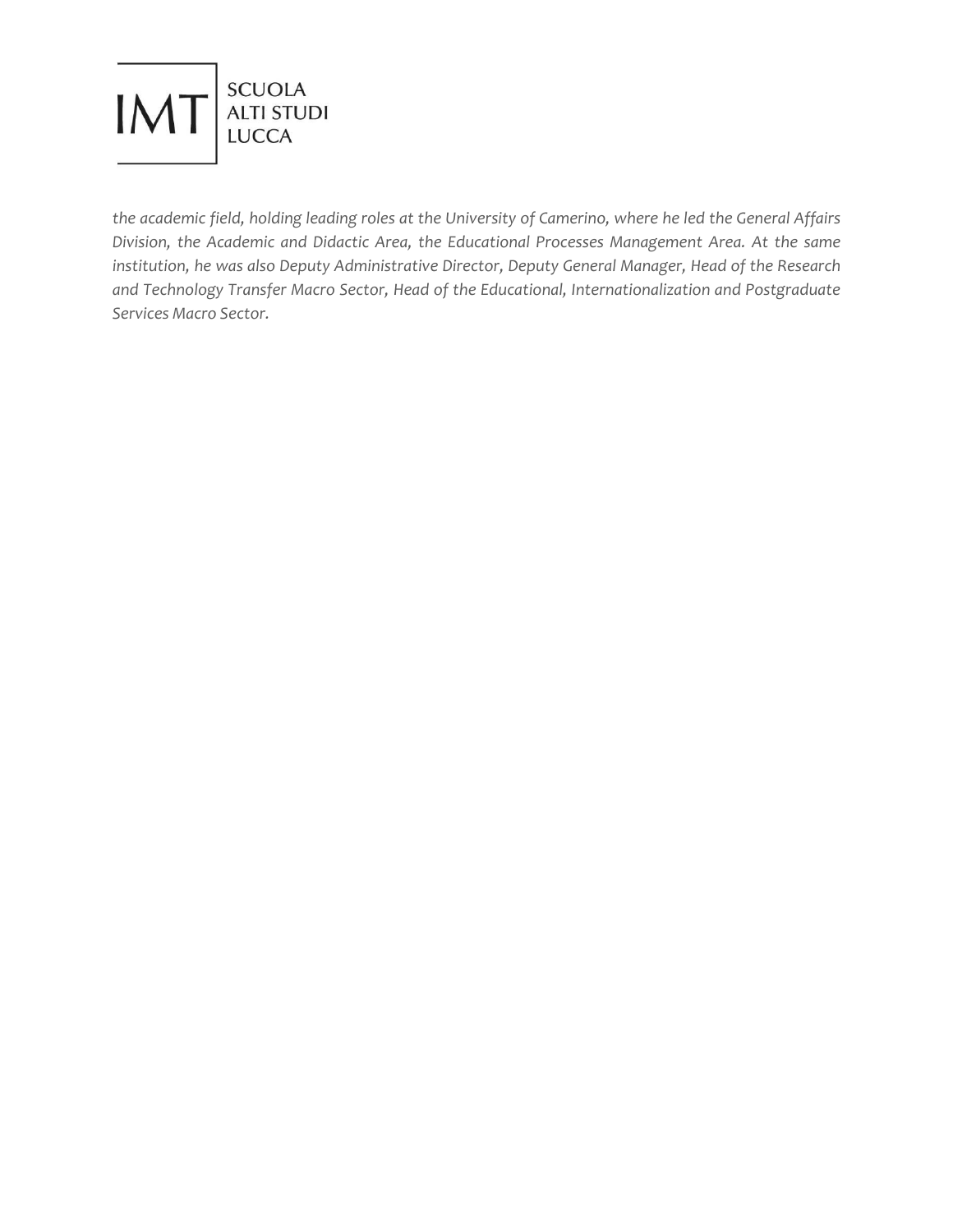*the academic field, holding leading roles at the University of Camerino, where he led the General Affairs Division, the Academic and Didactic Area, the Educational Processes Management Area. At the same institution, he was also Deputy Administrative Director, Deputy General Manager, Head of the Research and Technology Transfer Macro Sector, Head of the Educational, Internationalization and Postgraduate Services Macro Sector.*